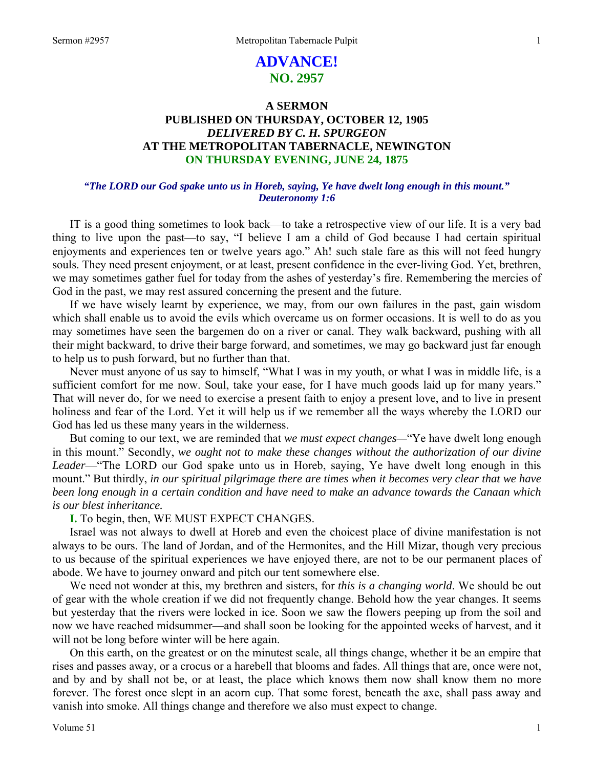# ADVANCE!
## NO. 2957

### A SERMON
### PUBLISHED ON THURSDAY, OCTOBER 12, 1905
### *DELIVERED BY C. H. SPURGEON*
### AT THE METROPOLITAN TABERNACLE, NEWINGTON
### ON THURSDAY EVENING, JUNE 24, 1875

***"The LORD our God spake unto us in Horeb, saying, Ye have dwelt long enough in this mount." Deuteronomy 1:6***

IT is a good thing sometimes to look back—to take a retrospective view of our life. It is a very bad thing to live upon the past—to say, "I believe I am a child of God because I had certain spiritual enjoyments and experiences ten or twelve years ago." Ah! such stale fare as this will not feed hungry souls. They need present enjoyment, or at least, present confidence in the ever-living God. Yet, brethren, we may sometimes gather fuel for today from the ashes of yesterday's fire. Remembering the mercies of God in the past, we may rest assured concerning the present and the future.

If we have wisely learnt by experience, we may, from our own failures in the past, gain wisdom which shall enable us to avoid the evils which overcame us on former occasions. It is well to do as you may sometimes have seen the bargemen do on a river or canal. They walk backward, pushing with all their might backward, to drive their barge forward, and sometimes, we may go backward just far enough to help us to push forward, but no further than that.

Never must anyone of us say to himself, "What I was in my youth, or what I was in middle life, is a sufficient comfort for me now. Soul, take your ease, for I have much goods laid up for many years." That will never do, for we need to exercise a present faith to enjoy a present love, and to live in present holiness and fear of the Lord. Yet it will help us if we remember all the ways whereby the LORD our God has led us these many years in the wilderness.

But coming to our text, we are reminded that *we must expect changes—*"Ye have dwelt long enough in this mount." Secondly, *we ought not to make these changes without the authorization of our divine Leader*—"The LORD our God spake unto us in Horeb, saying, Ye have dwelt long enough in this mount." But thirdly, *in our spiritual pilgrimage there are times when it becomes very clear that we have been long enough in a certain condition and have need to make an advance towards the Canaan which is our blest inheritance.*

**I.** To begin, then, WE MUST EXPECT CHANGES.

Israel was not always to dwell at Horeb and even the choicest place of divine manifestation is not always to be ours. The land of Jordan, and of the Hermonites, and the Hill Mizar, though very precious to us because of the spiritual experiences we have enjoyed there, are not to be our permanent places of abode. We have to journey onward and pitch our tent somewhere else.

We need not wonder at this, my brethren and sisters, for *this is a changing world*. We should be out of gear with the whole creation if we did not frequently change. Behold how the year changes. It seems but yesterday that the rivers were locked in ice. Soon we saw the flowers peeping up from the soil and now we have reached midsummer—and shall soon be looking for the appointed weeks of harvest, and it will not be long before winter will be here again.

On this earth, on the greatest or on the minutest scale, all things change, whether it be an empire that rises and passes away, or a crocus or a harebell that blooms and fades. All things that are, once were not, and by and by shall not be, or at least, the place which knows them now shall know them no more forever. The forest once slept in an acorn cup. That some forest, beneath the axe, shall pass away and vanish into smoke. All things change and therefore we also must expect to change.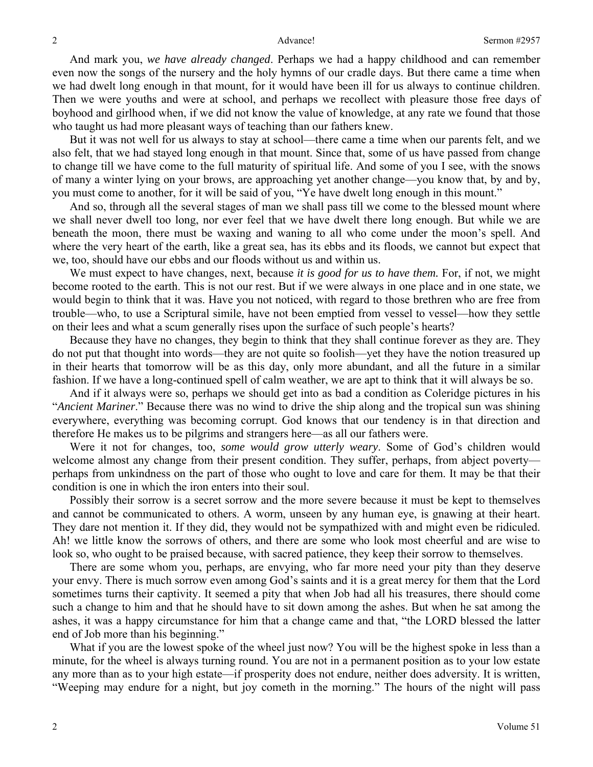And mark you, *we have already changed*. Perhaps we had a happy childhood and can remember even now the songs of the nursery and the holy hymns of our cradle days. But there came a time when we had dwelt long enough in that mount, for it would have been ill for us always to continue children. Then we were youths and were at school, and perhaps we recollect with pleasure those free days of boyhood and girlhood when, if we did not know the value of knowledge, at any rate we found that those who taught us had more pleasant ways of teaching than our fathers knew.

But it was not well for us always to stay at school—there came a time when our parents felt, and we also felt, that we had stayed long enough in that mount. Since that, some of us have passed from change to change till we have come to the full maturity of spiritual life. And some of you I see, with the snows of many a winter lying on your brows, are approaching yet another change—you know that, by and by, you must come to another, for it will be said of you, "Ye have dwelt long enough in this mount."

And so, through all the several stages of man we shall pass till we come to the blessed mount where we shall never dwell too long, nor ever feel that we have dwelt there long enough. But while we are beneath the moon, there must be waxing and waning to all who come under the moon's spell. And where the very heart of the earth, like a great sea, has its ebbs and its floods, we cannot but expect that we, too, should have our ebbs and our floods without us and within us.

We must expect to have changes, next, because *it is good for us to have them.* For, if not, we might become rooted to the earth. This is not our rest. But if we were always in one place and in one state, we would begin to think that it was. Have you not noticed, with regard to those brethren who are free from trouble—who, to use a Scriptural simile, have not been emptied from vessel to vessel—how they settle on their lees and what a scum generally rises upon the surface of such people's hearts?

Because they have no changes, they begin to think that they shall continue forever as they are. They do not put that thought into words—they are not quite so foolish—yet they have the notion treasured up in their hearts that tomorrow will be as this day, only more abundant, and all the future in a similar fashion. If we have a long-continued spell of calm weather, we are apt to think that it will always be so.

And if it always were so, perhaps we should get into as bad a condition as Coleridge pictures in his "*Ancient Mariner*." Because there was no wind to drive the ship along and the tropical sun was shining everywhere, everything was becoming corrupt. God knows that our tendency is in that direction and therefore He makes us to be pilgrims and strangers here—as all our fathers were.

Were it not for changes, too, *some would grow utterly weary*. Some of God's children would welcome almost any change from their present condition. They suffer, perhaps, from abject poverty—perhaps from unkindness on the part of those who ought to love and care for them. It may be that their condition is one in which the iron enters into their soul.

Possibly their sorrow is a secret sorrow and the more severe because it must be kept to themselves and cannot be communicated to others. A worm, unseen by any human eye, is gnawing at their heart. They dare not mention it. If they did, they would not be sympathized with and might even be ridiculed. Ah! we little know the sorrows of others, and there are some who look most cheerful and are wise to look so, who ought to be praised because, with sacred patience, they keep their sorrow to themselves.

There are some whom you, perhaps, are envying, who far more need your pity than they deserve your envy. There is much sorrow even among God's saints and it is a great mercy for them that the Lord sometimes turns their captivity. It seemed a pity that when Job had all his treasures, there should come such a change to him and that he should have to sit down among the ashes. But when he sat among the ashes, it was a happy circumstance for him that a change came and that, "the LORD blessed the latter end of Job more than his beginning."

What if you are the lowest spoke of the wheel just now? You will be the highest spoke in less than a minute, for the wheel is always turning round. You are not in a permanent position as to your low estate any more than as to your high estate—if prosperity does not endure, neither does adversity. It is written, "Weeping may endure for a night, but joy cometh in the morning." The hours of the night will pass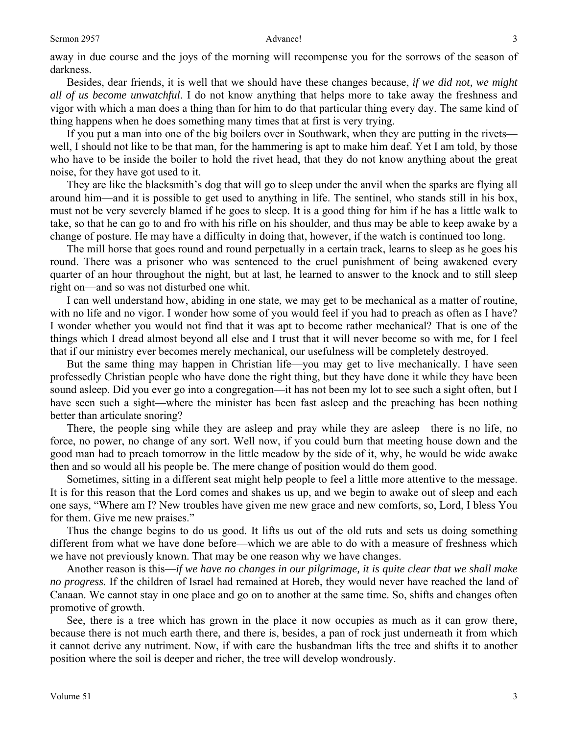away in due course and the joys of the morning will recompense you for the sorrows of the season of darkness.

Besides, dear friends, it is well that we should have these changes because, *if we did not, we might all of us become unwatchful*. I do not know anything that helps more to take away the freshness and vigor with which a man does a thing than for him to do that particular thing every day. The same kind of thing happens when he does something many times that at first is very trying.

If you put a man into one of the big boilers over in Southwark, when they are putting in the rivets—well, I should not like to be that man, for the hammering is apt to make him deaf. Yet I am told, by those who have to be inside the boiler to hold the rivet head, that they do not know anything about the great noise, for they have got used to it.

They are like the blacksmith's dog that will go to sleep under the anvil when the sparks are flying all around him—and it is possible to get used to anything in life. The sentinel, who stands still in his box, must not be very severely blamed if he goes to sleep. It is a good thing for him if he has a little walk to take, so that he can go to and fro with his rifle on his shoulder, and thus may be able to keep awake by a change of posture. He may have a difficulty in doing that, however, if the watch is continued too long.

The mill horse that goes round and round perpetually in a certain track, learns to sleep as he goes his round. There was a prisoner who was sentenced to the cruel punishment of being awakened every quarter of an hour throughout the night, but at last, he learned to answer to the knock and to still sleep right on—and so was not disturbed one whit.

I can well understand how, abiding in one state, we may get to be mechanical as a matter of routine, with no life and no vigor. I wonder how some of you would feel if you had to preach as often as I have? I wonder whether you would not find that it was apt to become rather mechanical? That is one of the things which I dread almost beyond all else and I trust that it will never become so with me, for I feel that if our ministry ever becomes merely mechanical, our usefulness will be completely destroyed.

But the same thing may happen in Christian life—you may get to live mechanically. I have seen professedly Christian people who have done the right thing, but they have done it while they have been sound asleep. Did you ever go into a congregation—it has not been my lot to see such a sight often, but I have seen such a sight—where the minister has been fast asleep and the preaching has been nothing better than articulate snoring?

There, the people sing while they are asleep and pray while they are asleep—there is no life, no force, no power, no change of any sort. Well now, if you could burn that meeting house down and the good man had to preach tomorrow in the little meadow by the side of it, why, he would be wide awake then and so would all his people be. The mere change of position would do them good.

Sometimes, sitting in a different seat might help people to feel a little more attentive to the message. It is for this reason that the Lord comes and shakes us up, and we begin to awake out of sleep and each one says, "Where am I? New troubles have given me new grace and new comforts, so, Lord, I bless You for them. Give me new praises."

Thus the change begins to do us good. It lifts us out of the old ruts and sets us doing something different from what we have done before—which we are able to do with a measure of freshness which we have not previously known. That may be one reason why we have changes.

Another reason is this—*if we have no changes in our pilgrimage, it is quite clear that we shall make no progress.* If the children of Israel had remained at Horeb, they would never have reached the land of Canaan. We cannot stay in one place and go on to another at the same time. So, shifts and changes often promotive of growth.

See, there is a tree which has grown in the place it now occupies as much as it can grow there, because there is not much earth there, and there is, besides, a pan of rock just underneath it from which it cannot derive any nutriment. Now, if with care the husbandman lifts the tree and shifts it to another position where the soil is deeper and richer, the tree will develop wondrously.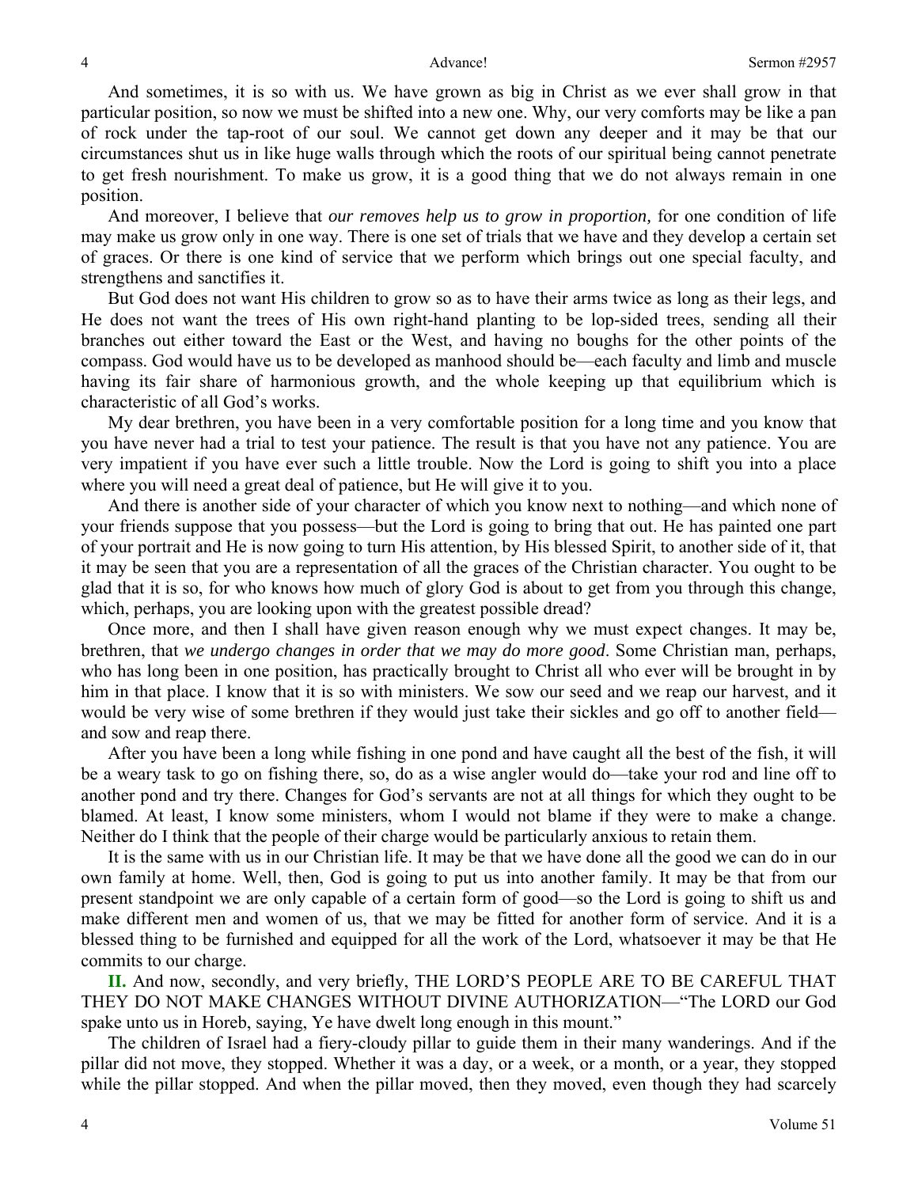And sometimes, it is so with us. We have grown as big in Christ as we ever shall grow in that particular position, so now we must be shifted into a new one. Why, our very comforts may be like a pan of rock under the tap-root of our soul. We cannot get down any deeper and it may be that our circumstances shut us in like huge walls through which the roots of our spiritual being cannot penetrate to get fresh nourishment. To make us grow, it is a good thing that we do not always remain in one position.

And moreover, I believe that *our removes help us to grow in proportion,* for one condition of life may make us grow only in one way. There is one set of trials that we have and they develop a certain set of graces. Or there is one kind of service that we perform which brings out one special faculty, and strengthens and sanctifies it.

But God does not want His children to grow so as to have their arms twice as long as their legs, and He does not want the trees of His own right-hand planting to be lop-sided trees, sending all their branches out either toward the East or the West, and having no boughs for the other points of the compass. God would have us to be developed as manhood should be—each faculty and limb and muscle having its fair share of harmonious growth, and the whole keeping up that equilibrium which is characteristic of all God's works.

My dear brethren, you have been in a very comfortable position for a long time and you know that you have never had a trial to test your patience. The result is that you have not any patience. You are very impatient if you have ever such a little trouble. Now the Lord is going to shift you into a place where you will need a great deal of patience, but He will give it to you.

And there is another side of your character of which you know next to nothing—and which none of your friends suppose that you possess—but the Lord is going to bring that out. He has painted one part of your portrait and He is now going to turn His attention, by His blessed Spirit, to another side of it, that it may be seen that you are a representation of all the graces of the Christian character. You ought to be glad that it is so, for who knows how much of glory God is about to get from you through this change, which, perhaps, you are looking upon with the greatest possible dread?

Once more, and then I shall have given reason enough why we must expect changes. It may be, brethren, that *we undergo changes in order that we may do more good*. Some Christian man, perhaps, who has long been in one position, has practically brought to Christ all who ever will be brought in by him in that place. I know that it is so with ministers. We sow our seed and we reap our harvest, and it would be very wise of some brethren if they would just take their sickles and go off to another field—and sow and reap there.

After you have been a long while fishing in one pond and have caught all the best of the fish, it will be a weary task to go on fishing there, so, do as a wise angler would do—take your rod and line off to another pond and try there. Changes for God's servants are not at all things for which they ought to be blamed. At least, I know some ministers, whom I would not blame if they were to make a change. Neither do I think that the people of their charge would be particularly anxious to retain them.

It is the same with us in our Christian life. It may be that we have done all the good we can do in our own family at home. Well, then, God is going to put us into another family. It may be that from our present standpoint we are only capable of a certain form of good—so the Lord is going to shift us and make different men and women of us, that we may be fitted for another form of service. And it is a blessed thing to be furnished and equipped for all the work of the Lord, whatsoever it may be that He commits to our charge.

**II.** And now, secondly, and very briefly, THE LORD'S PEOPLE ARE TO BE CAREFUL THAT THEY DO NOT MAKE CHANGES WITHOUT DIVINE AUTHORIZATION—"The LORD our God spake unto us in Horeb, saying, Ye have dwelt long enough in this mount."

The children of Israel had a fiery-cloudy pillar to guide them in their many wanderings. And if the pillar did not move, they stopped. Whether it was a day, or a week, or a month, or a year, they stopped while the pillar stopped. And when the pillar moved, then they moved, even though they had scarcely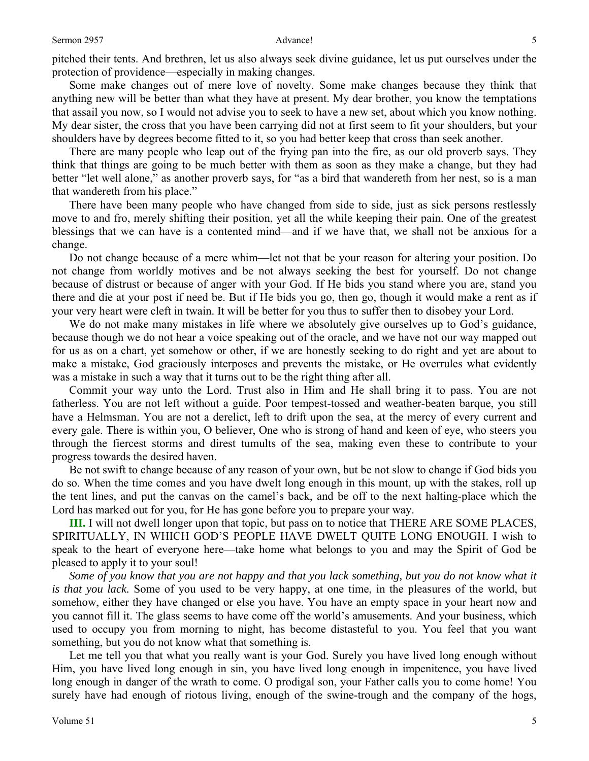pitched their tents. And brethren, let us also always seek divine guidance, let us put ourselves under the protection of providence—especially in making changes.

Some make changes out of mere love of novelty. Some make changes because they think that anything new will be better than what they have at present. My dear brother, you know the temptations that assail you now, so I would not advise you to seek to have a new set, about which you know nothing. My dear sister, the cross that you have been carrying did not at first seem to fit your shoulders, but your shoulders have by degrees become fitted to it, so you had better keep that cross than seek another.

There are many people who leap out of the frying pan into the fire, as our old proverb says. They think that things are going to be much better with them as soon as they make a change, but they had better "let well alone," as another proverb says, for "as a bird that wandereth from her nest, so is a man that wandereth from his place."

There have been many people who have changed from side to side, just as sick persons restlessly move to and fro, merely shifting their position, yet all the while keeping their pain. One of the greatest blessings that we can have is a contented mind—and if we have that, we shall not be anxious for a change.

Do not change because of a mere whim—let not that be your reason for altering your position. Do not change from worldly motives and be not always seeking the best for yourself. Do not change because of distrust or because of anger with your God. If He bids you stand where you are, stand you there and die at your post if need be. But if He bids you go, then go, though it would make a rent as if your very heart were cleft in twain. It will be better for you thus to suffer then to disobey your Lord.

We do not make many mistakes in life where we absolutely give ourselves up to God's guidance, because though we do not hear a voice speaking out of the oracle, and we have not our way mapped out for us as on a chart, yet somehow or other, if we are honestly seeking to do right and yet are about to make a mistake, God graciously interposes and prevents the mistake, or He overrules what evidently was a mistake in such a way that it turns out to be the right thing after all.

Commit your way unto the Lord. Trust also in Him and He shall bring it to pass. You are not fatherless. You are not left without a guide. Poor tempest-tossed and weather-beaten barque, you still have a Helmsman. You are not a derelict, left to drift upon the sea, at the mercy of every current and every gale. There is within you, O believer, One who is strong of hand and keen of eye, who steers you through the fiercest storms and direst tumults of the sea, making even these to contribute to your progress towards the desired haven.

Be not swift to change because of any reason of your own, but be not slow to change if God bids you do so. When the time comes and you have dwelt long enough in this mount, up with the stakes, roll up the tent lines, and put the canvas on the camel's back, and be off to the next halting-place which the Lord has marked out for you, for He has gone before you to prepare your way.

**III.** I will not dwell longer upon that topic, but pass on to notice that THERE ARE SOME PLACES, SPIRITUALLY, IN WHICH GOD'S PEOPLE HAVE DWELT QUITE LONG ENOUGH. I wish to speak to the heart of everyone here—take home what belongs to you and may the Spirit of God be pleased to apply it to your soul!

*Some of you know that you are not happy and that you lack something, but you do not know what it is that you lack.* Some of you used to be very happy, at one time, in the pleasures of the world, but somehow, either they have changed or else you have. You have an empty space in your heart now and you cannot fill it. The glass seems to have come off the world's amusements. And your business, which used to occupy you from morning to night, has become distasteful to you. You feel that you want something, but you do not know what that something is.

Let me tell you that what you really want is your God. Surely you have lived long enough without Him, you have lived long enough in sin, you have lived long enough in impenitence, you have lived long enough in danger of the wrath to come. O prodigal son, your Father calls you to come home! You surely have had enough of riotous living, enough of the swine-trough and the company of the hogs,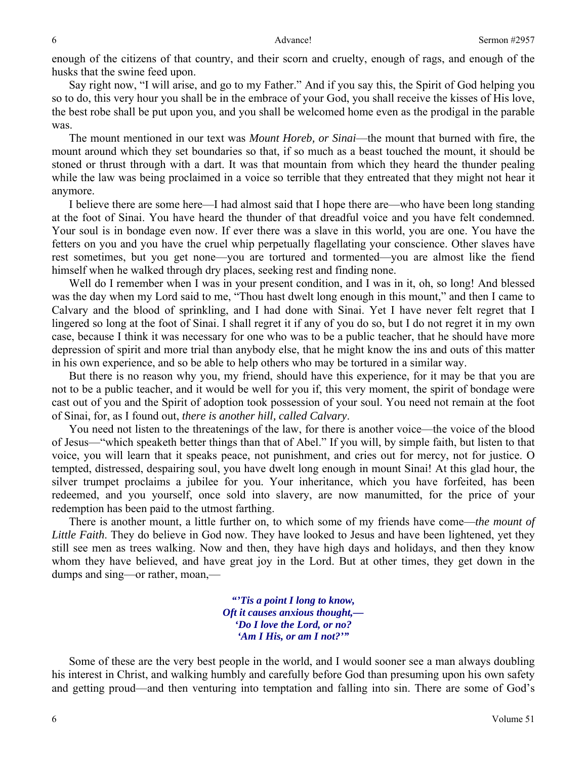enough of the citizens of that country, and their scorn and cruelty, enough of rags, and enough of the husks that the swine feed upon.

Say right now, "I will arise, and go to my Father." And if you say this, the Spirit of God helping you so to do, this very hour you shall be in the embrace of your God, you shall receive the kisses of His love, the best robe shall be put upon you, and you shall be welcomed home even as the prodigal in the parable was.

The mount mentioned in our text was *Mount Horeb, or Sinai*—the mount that burned with fire, the mount around which they set boundaries so that, if so much as a beast touched the mount, it should be stoned or thrust through with a dart. It was that mountain from which they heard the thunder pealing while the law was being proclaimed in a voice so terrible that they entreated that they might not hear it anymore.

I believe there are some here—I had almost said that I hope there are—who have been long standing at the foot of Sinai. You have heard the thunder of that dreadful voice and you have felt condemned. Your soul is in bondage even now. If ever there was a slave in this world, you are one. You have the fetters on you and you have the cruel whip perpetually flagellating your conscience. Other slaves have rest sometimes, but you get none—you are tortured and tormented—you are almost like the fiend himself when he walked through dry places, seeking rest and finding none.

Well do I remember when I was in your present condition, and I was in it, oh, so long! And blessed was the day when my Lord said to me, "Thou hast dwelt long enough in this mount," and then I came to Calvary and the blood of sprinkling, and I had done with Sinai. Yet I have never felt regret that I lingered so long at the foot of Sinai. I shall regret it if any of you do so, but I do not regret it in my own case, because I think it was necessary for one who was to be a public teacher, that he should have more depression of spirit and more trial than anybody else, that he might know the ins and outs of this matter in his own experience, and so be able to help others who may be tortured in a similar way.

But there is no reason why you, my friend, should have this experience, for it may be that you are not to be a public teacher, and it would be well for you if, this very moment, the spirit of bondage were cast out of you and the Spirit of adoption took possession of your soul. You need not remain at the foot of Sinai, for, as I found out, *there is another hill, called Calvary*.

You need not listen to the threatenings of the law, for there is another voice—the voice of the blood of Jesus—"which speaketh better things than that of Abel." If you will, by simple faith, but listen to that voice, you will learn that it speaks peace, not punishment, and cries out for mercy, not for justice. O tempted, distressed, despairing soul, you have dwelt long enough in mount Sinai! At this glad hour, the silver trumpet proclaims a jubilee for you. Your inheritance, which you have forfeited, has been redeemed, and you yourself, once sold into slavery, are now manumitted, for the price of your redemption has been paid to the utmost farthing.

There is another mount, a little further on, to which some of my friends have come—*the mount of Little Faith*. They do believe in God now. They have looked to Jesus and have been lightened, yet they still see men as trees walking. Now and then, they have high days and holidays, and then they know whom they have believed, and have great joy in the Lord. But at other times, they get down in the dumps and sing—or rather, moan,—

> ***"'Tis a point I long to know,***
> ***Oft it causes anxious thought,—***
> ***'Do I love the Lord, or no?***
> ***'Am I His, or am I not?'"***

Some of these are the very best people in the world, and I would sooner see a man always doubling his interest in Christ, and walking humbly and carefully before God than presuming upon his own safety and getting proud—and then venturing into temptation and falling into sin. There are some of God's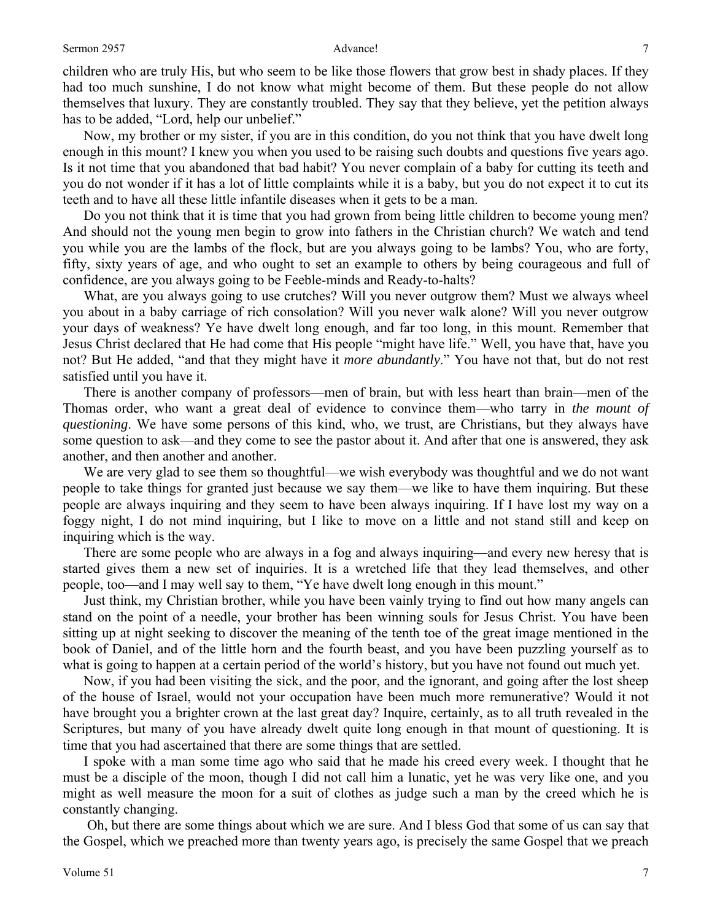children who are truly His, but who seem to be like those flowers that grow best in shady places. If they had too much sunshine, I do not know what might become of them. But these people do not allow themselves that luxury. They are constantly troubled. They say that they believe, yet the petition always has to be added, "Lord, help our unbelief."

Now, my brother or my sister, if you are in this condition, do you not think that you have dwelt long enough in this mount? I knew you when you used to be raising such doubts and questions five years ago. Is it not time that you abandoned that bad habit? You never complain of a baby for cutting its teeth and you do not wonder if it has a lot of little complaints while it is a baby, but you do not expect it to cut its teeth and to have all these little infantile diseases when it gets to be a man.

Do you not think that it is time that you had grown from being little children to become young men? And should not the young men begin to grow into fathers in the Christian church? We watch and tend you while you are the lambs of the flock, but are you always going to be lambs? You, who are forty, fifty, sixty years of age, and who ought to set an example to others by being courageous and full of confidence, are you always going to be Feeble-minds and Ready-to-halts?

What, are you always going to use crutches? Will you never outgrow them? Must we always wheel you about in a baby carriage of rich consolation? Will you never walk alone? Will you never outgrow your days of weakness? Ye have dwelt long enough, and far too long, in this mount. Remember that Jesus Christ declared that He had come that His people "might have life." Well, you have that, have you not? But He added, "and that they might have it *more abundantly*." You have not that, but do not rest satisfied until you have it.

There is another company of professors—men of brain, but with less heart than brain—men of the Thomas order, who want a great deal of evidence to convince them—who tarry in *the mount of questioning*. We have some persons of this kind, who, we trust, are Christians, but they always have some question to ask—and they come to see the pastor about it. And after that one is answered, they ask another, and then another and another.

We are very glad to see them so thoughtful—we wish everybody was thoughtful and we do not want people to take things for granted just because we say them—we like to have them inquiring. But these people are always inquiring and they seem to have been always inquiring. If I have lost my way on a foggy night, I do not mind inquiring, but I like to move on a little and not stand still and keep on inquiring which is the way.

There are some people who are always in a fog and always inquiring—and every new heresy that is started gives them a new set of inquiries. It is a wretched life that they lead themselves, and other people, too—and I may well say to them, "Ye have dwelt long enough in this mount."

Just think, my Christian brother, while you have been vainly trying to find out how many angels can stand on the point of a needle, your brother has been winning souls for Jesus Christ. You have been sitting up at night seeking to discover the meaning of the tenth toe of the great image mentioned in the book of Daniel, and of the little horn and the fourth beast, and you have been puzzling yourself as to what is going to happen at a certain period of the world's history, but you have not found out much yet.

Now, if you had been visiting the sick, and the poor, and the ignorant, and going after the lost sheep of the house of Israel, would not your occupation have been much more remunerative? Would it not have brought you a brighter crown at the last great day? Inquire, certainly, as to all truth revealed in the Scriptures, but many of you have already dwelt quite long enough in that mount of questioning. It is time that you had ascertained that there are some things that are settled.

I spoke with a man some time ago who said that he made his creed every week. I thought that he must be a disciple of the moon, though I did not call him a lunatic, yet he was very like one, and you might as well measure the moon for a suit of clothes as judge such a man by the creed which he is constantly changing.

Oh, but there are some things about which we are sure. And I bless God that some of us can say that the Gospel, which we preached more than twenty years ago, is precisely the same Gospel that we preach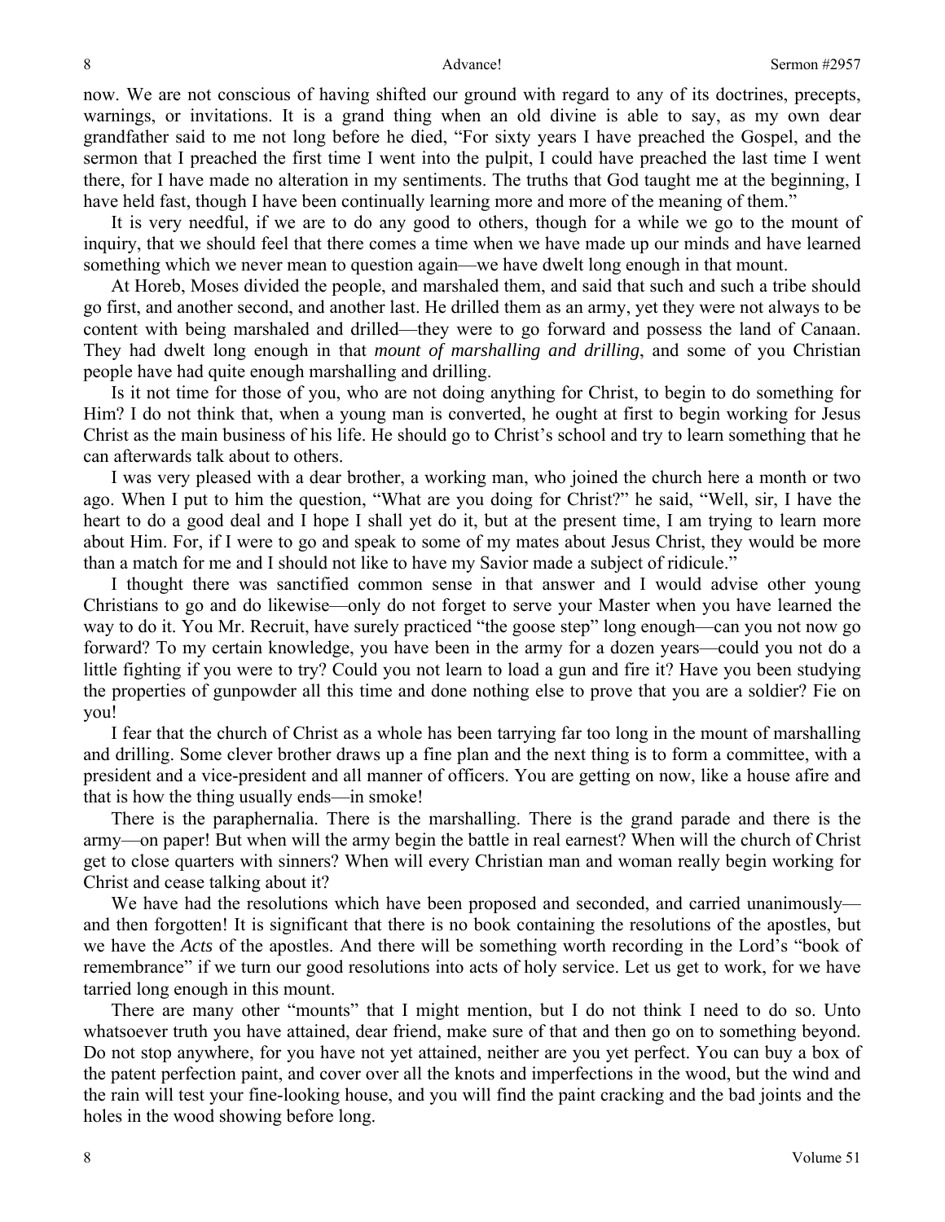now. We are not conscious of having shifted our ground with regard to any of its doctrines, precepts, warnings, or invitations. It is a grand thing when an old divine is able to say, as my own dear grandfather said to me not long before he died, "For sixty years I have preached the Gospel, and the sermon that I preached the first time I went into the pulpit, I could have preached the last time I went there, for I have made no alteration in my sentiments. The truths that God taught me at the beginning, I have held fast, though I have been continually learning more and more of the meaning of them."

It is very needful, if we are to do any good to others, though for a while we go to the mount of inquiry, that we should feel that there comes a time when we have made up our minds and have learned something which we never mean to question again—we have dwelt long enough in that mount.

At Horeb, Moses divided the people, and marshaled them, and said that such and such a tribe should go first, and another second, and another last. He drilled them as an army, yet they were not always to be content with being marshaled and drilled—they were to go forward and possess the land of Canaan. They had dwelt long enough in that *mount of marshalling and drilling*, and some of you Christian people have had quite enough marshalling and drilling.

Is it not time for those of you, who are not doing anything for Christ, to begin to do something for Him? I do not think that, when a young man is converted, he ought at first to begin working for Jesus Christ as the main business of his life. He should go to Christ's school and try to learn something that he can afterwards talk about to others.

I was very pleased with a dear brother, a working man, who joined the church here a month or two ago. When I put to him the question, "What are you doing for Christ?" he said, "Well, sir, I have the heart to do a good deal and I hope I shall yet do it, but at the present time, I am trying to learn more about Him. For, if I were to go and speak to some of my mates about Jesus Christ, they would be more than a match for me and I should not like to have my Savior made a subject of ridicule."

I thought there was sanctified common sense in that answer and I would advise other young Christians to go and do likewise—only do not forget to serve your Master when you have learned the way to do it. You Mr. Recruit, have surely practiced "the goose step" long enough—can you not now go forward? To my certain knowledge, you have been in the army for a dozen years—could you not do a little fighting if you were to try? Could you not learn to load a gun and fire it? Have you been studying the properties of gunpowder all this time and done nothing else to prove that you are a soldier? Fie on you!

I fear that the church of Christ as a whole has been tarrying far too long in the mount of marshalling and drilling. Some clever brother draws up a fine plan and the next thing is to form a committee, with a president and a vice-president and all manner of officers. You are getting on now, like a house afire and that is how the thing usually ends—in smoke!

There is the paraphernalia. There is the marshalling. There is the grand parade and there is the army—on paper! But when will the army begin the battle in real earnest? When will the church of Christ get to close quarters with sinners? When will every Christian man and woman really begin working for Christ and cease talking about it?

We have had the resolutions which have been proposed and seconded, and carried unanimously—and then forgotten! It is significant that there is no book containing the resolutions of the apostles, but we have the *Acts* of the apostles. And there will be something worth recording in the Lord's "book of remembrance" if we turn our good resolutions into acts of holy service. Let us get to work, for we have tarried long enough in this mount.

There are many other "mounts" that I might mention, but I do not think I need to do so. Unto whatsoever truth you have attained, dear friend, make sure of that and then go on to something beyond. Do not stop anywhere, for you have not yet attained, neither are you yet perfect. You can buy a box of the patent perfection paint, and cover over all the knots and imperfections in the wood, but the wind and the rain will test your fine-looking house, and you will find the paint cracking and the bad joints and the holes in the wood showing before long.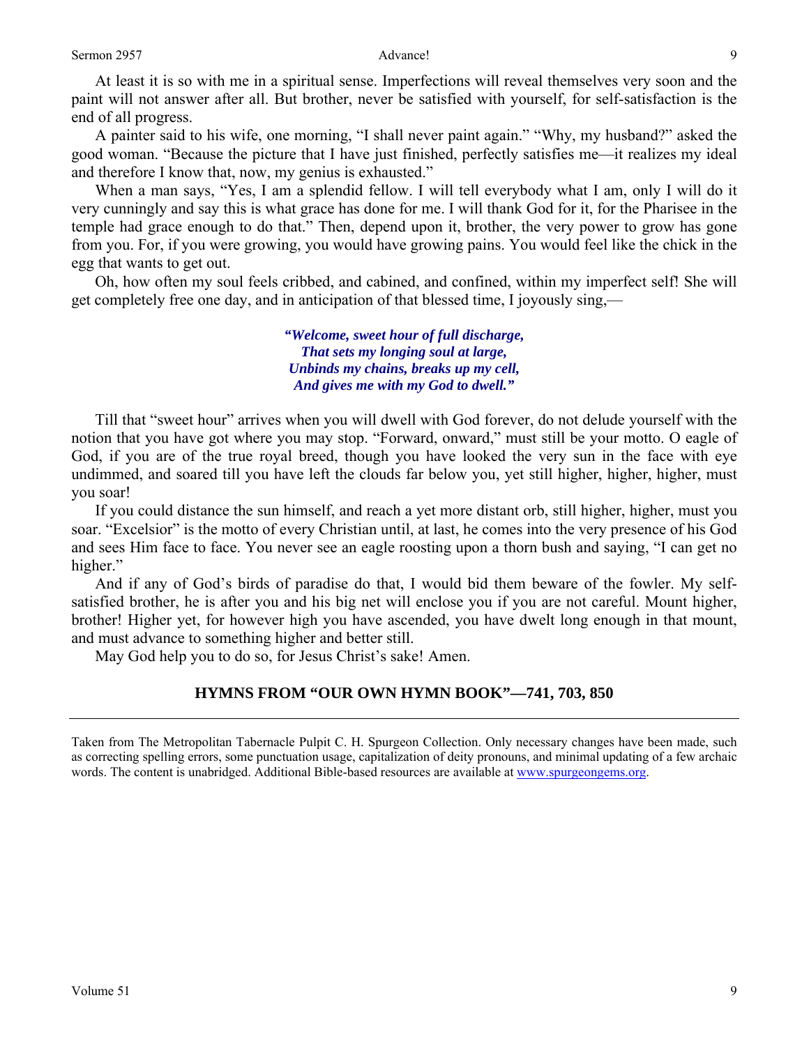At least it is so with me in a spiritual sense. Imperfections will reveal themselves very soon and the paint will not answer after all. But brother, never be satisfied with yourself, for self-satisfaction is the end of all progress.

A painter said to his wife, one morning, "I shall never paint again." "Why, my husband?" asked the good woman. "Because the picture that I have just finished, perfectly satisfies me—it realizes my ideal and therefore I know that, now, my genius is exhausted."

When a man says, "Yes, I am a splendid fellow. I will tell everybody what I am, only I will do it very cunningly and say this is what grace has done for me. I will thank God for it, for the Pharisee in the temple had grace enough to do that." Then, depend upon it, brother, the very power to grow has gone from you. For, if you were growing, you would have growing pains. You would feel like the chick in the egg that wants to get out.

Oh, how often my soul feels cribbed, and cabined, and confined, within my imperfect self! She will get completely free one day, and in anticipation of that blessed time, I joyously sing,—

> ***"Welcome, sweet hour of full discharge,***
> ***That sets my longing soul at large,***
> ***Unbinds my chains, breaks up my cell,***
> ***And gives me with my God to dwell."***

Till that "sweet hour" arrives when you will dwell with God forever, do not delude yourself with the notion that you have got where you may stop. "Forward, onward," must still be your motto. O eagle of God, if you are of the true royal breed, though you have looked the very sun in the face with eye undimmed, and soared till you have left the clouds far below you, yet still higher, higher, higher, must you soar!

If you could distance the sun himself, and reach a yet more distant orb, still higher, higher, must you soar. "Excelsior" is the motto of every Christian until, at last, he comes into the very presence of his God and sees Him face to face. You never see an eagle roosting upon a thorn bush and saying, "I can get no higher."

And if any of God's birds of paradise do that, I would bid them beware of the fowler. My self-satisfied brother, he is after you and his big net will enclose you if you are not careful. Mount higher, brother! Higher yet, for however high you have ascended, you have dwelt long enough in that mount, and must advance to something higher and better still.

May God help you to do so, for Jesus Christ's sake! Amen.

### HYMNS FROM "OUR OWN HYMN BOOK"—741, 703, 850

---

Taken from The Metropolitan Tabernacle Pulpit C. H. Spurgeon Collection. Only necessary changes have been made, such as correcting spelling errors, some punctuation usage, capitalization of deity pronouns, and minimal updating of a few archaic words. The content is unabridged. Additional Bible-based resources are available at www.spurgeongems.org.